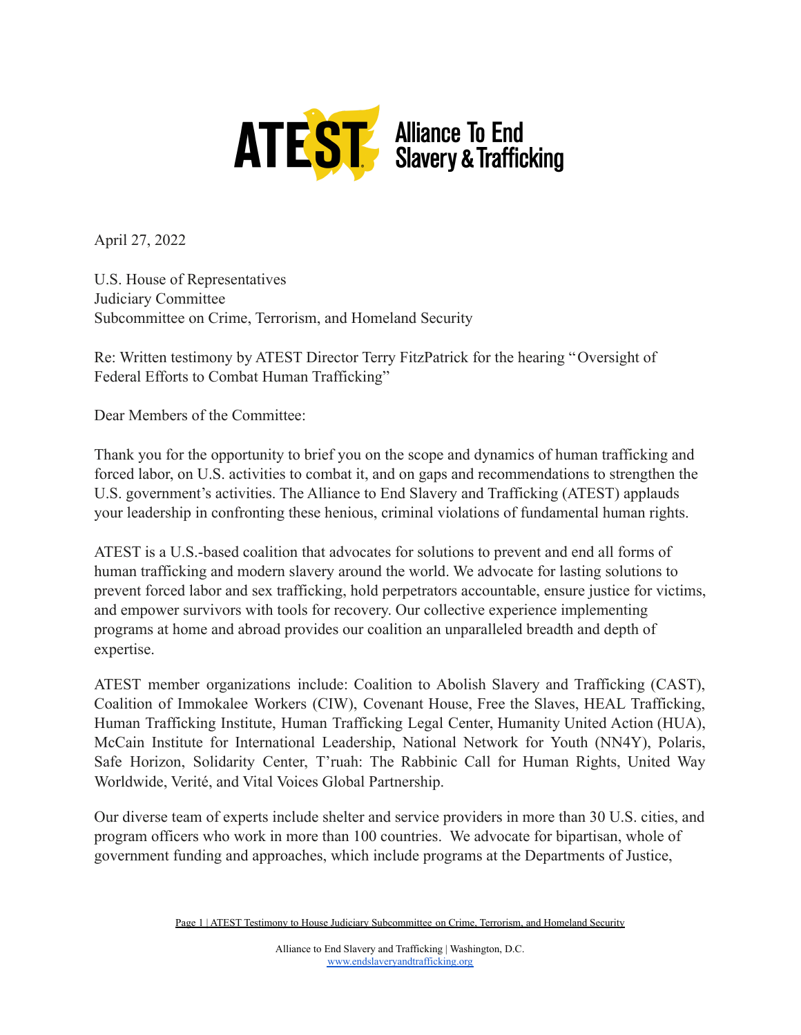ATEST Alliance To End Slavery & Trafficking

April 27, 2022

U.S. House of Representatives
Judiciary Committee
Subcommittee on Crime, Terrorism, and Homeland Security

Re: Written testimony by ATEST Director Terry FitzPatrick for the hearing "Oversight of Federal Efforts to Combat Human Trafficking"

Dear Members of the Committee:

Thank you for the opportunity to brief you on the scope and dynamics of human trafficking and forced labor, on U.S. activities to combat it, and on gaps and recommendations to strengthen the U.S. government's activities. The Alliance to End Slavery and Trafficking (ATEST) applauds your leadership in confronting these henious, criminal violations of fundamental human rights.

ATEST is a U.S.-based coalition that advocates for solutions to prevent and end all forms of human trafficking and modern slavery around the world. We advocate for lasting solutions to prevent forced labor and sex trafficking, hold perpetrators accountable, ensure justice for victims, and empower survivors with tools for recovery. Our collective experience implementing programs at home and abroad provides our coalition an unparalleled breadth and depth of expertise.

ATEST member organizations include: Coalition to Abolish Slavery and Trafficking (CAST), Coalition of Immokalee Workers (CIW), Covenant House, Free the Slaves, HEAL Trafficking, Human Trafficking Institute, Human Trafficking Legal Center, Humanity United Action (HUA), McCain Institute for International Leadership, National Network for Youth (NN4Y), Polaris, Safe Horizon, Solidarity Center, T'ruah: The Rabbinic Call for Human Rights, United Way Worldwide, Verité, and Vital Voices Global Partnership.

Our diverse team of experts include shelter and service providers in more than 30 U.S. cities, and program officers who work in more than 100 countries. We advocate for bipartisan, whole of government funding and approaches, which include programs at the Departments of Justice,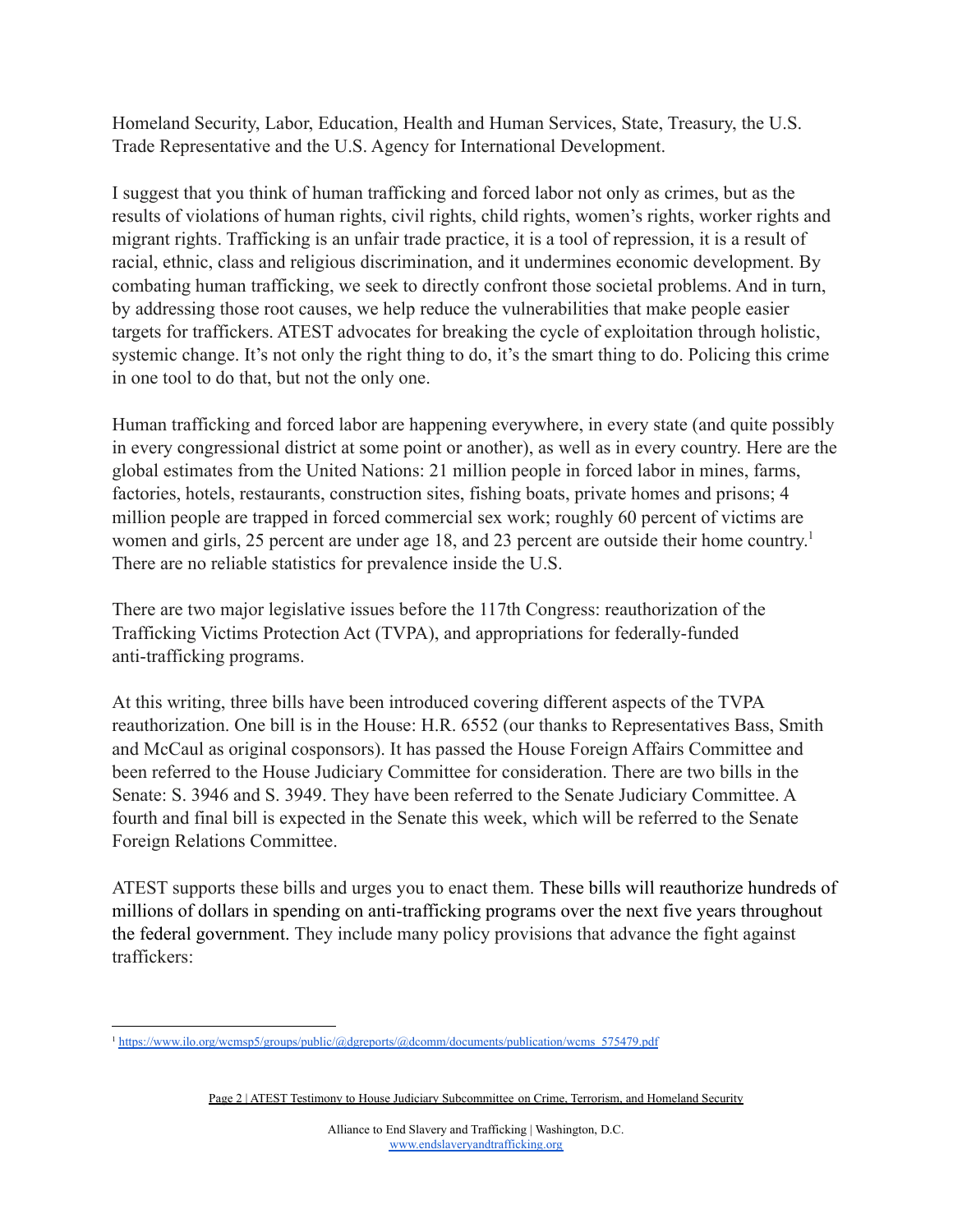Homeland Security, Labor, Education, Health and Human Services, State, Treasury, the U.S. Trade Representative and the U.S. Agency for International Development.

I suggest that you think of human trafficking and forced labor not only as crimes, but as the results of violations of human rights, civil rights, child rights, women's rights, worker rights and migrant rights. Trafficking is an unfair trade practice, it is a tool of repression, it is a result of racial, ethnic, class and religious discrimination, and it undermines economic development. By combating human trafficking, we seek to directly confront those societal problems. And in turn, by addressing those root causes, we help reduce the vulnerabilities that make people easier targets for traffickers. ATEST advocates for breaking the cycle of exploitation through holistic, systemic change. It's not only the right thing to do, it's the smart thing to do. Policing this crime in one tool to do that, but not the only one.

Human trafficking and forced labor are happening everywhere, in every state (and quite possibly in every congressional district at some point or another), as well as in every country. Here are the global estimates from the United Nations: 21 million people in forced labor in mines, farms, factories, hotels, restaurants, construction sites, fishing boats, private homes and prisons; 4 million people are trapped in forced commercial sex work; roughly 60 percent of victims are women and girls, 25 percent are under age 18, and 23 percent are outside their home country.[1] There are no reliable statistics for prevalence inside the U.S.

There are two major legislative issues before the 117th Congress: reauthorization of the Trafficking Victims Protection Act (TVPA), and appropriations for federally-funded anti-trafficking programs.

At this writing, three bills have been introduced covering different aspects of the TVPA reauthorization. One bill is in the House: H.R. 6552 (our thanks to Representatives Bass, Smith and McCaul as original cosponsors). It has passed the House Foreign Affairs Committee and been referred to the House Judiciary Committee for consideration. There are two bills in the Senate: S. 3946 and S. 3949. They have been referred to the Senate Judiciary Committee. A fourth and final bill is expected in the Senate this week, which will be referred to the Senate Foreign Relations Committee.

ATEST supports these bills and urges you to enact them. These bills will reauthorize hundreds of millions of dollars in spending on anti-trafficking programs over the next five years throughout the federal government. They include many policy provisions that advance the fight against traffickers:

---

[1] https://www.ilo.org/wcmsp5/groups/public/@dgreports/@dcomm/documents/publication/wcms_575479.pdf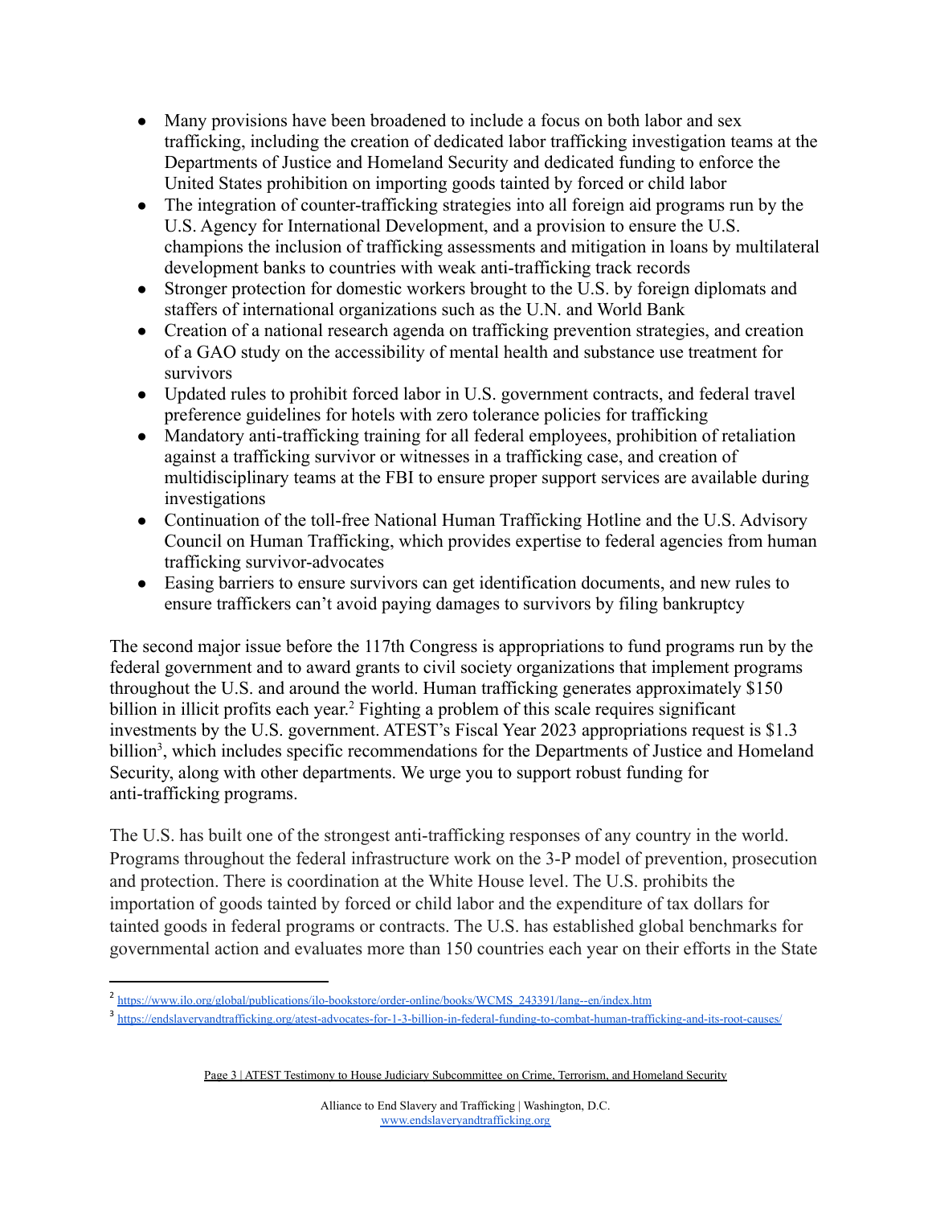- Many provisions have been broadened to include a focus on both labor and sex trafficking, including the creation of dedicated labor trafficking investigation teams at the Departments of Justice and Homeland Security and dedicated funding to enforce the United States prohibition on importing goods tainted by forced or child labor
- The integration of counter-trafficking strategies into all foreign aid programs run by the U.S. Agency for International Development, and a provision to ensure the U.S. champions the inclusion of trafficking assessments and mitigation in loans by multilateral development banks to countries with weak anti-trafficking track records
- Stronger protection for domestic workers brought to the U.S. by foreign diplomats and staffers of international organizations such as the U.N. and World Bank
- Creation of a national research agenda on trafficking prevention strategies, and creation of a GAO study on the accessibility of mental health and substance use treatment for survivors
- Updated rules to prohibit forced labor in U.S. government contracts, and federal travel preference guidelines for hotels with zero tolerance policies for trafficking
- Mandatory anti-trafficking training for all federal employees, prohibition of retaliation against a trafficking survivor or witnesses in a trafficking case, and creation of multidisciplinary teams at the FBI to ensure proper support services are available during investigations
- Continuation of the toll-free National Human Trafficking Hotline and the U.S. Advisory Council on Human Trafficking, which provides expertise to federal agencies from human trafficking survivor-advocates
- Easing barriers to ensure survivors can get identification documents, and new rules to ensure traffickers can't avoid paying damages to survivors by filing bankruptcy

The second major issue before the 117th Congress is appropriations to fund programs run by the federal government and to award grants to civil society organizations that implement programs throughout the U.S. and around the world. Human trafficking generates approximately $150 billion in illicit profits each year.[2] Fighting a problem of this scale requires significant investments by the U.S. government. ATEST's Fiscal Year 2023 appropriations request is $1.3 billion[3], which includes specific recommendations for the Departments of Justice and Homeland Security, along with other departments. We urge you to support robust funding for anti-trafficking programs.

The U.S. has built one of the strongest anti-trafficking responses of any country in the world. Programs throughout the federal infrastructure work on the 3-P model of prevention, prosecution and protection. There is coordination at the White House level. The U.S. prohibits the importation of goods tainted by forced or child labor and the expenditure of tax dollars for tainted goods in federal programs or contracts. The U.S. has established global benchmarks for governmental action and evaluates more than 150 countries each year on their efforts in the State

---

[2] https://www.ilo.org/global/publications/ilo-bookstore/order-online/books/WCMS_243391/lang--en/index.htm

[3] https://endslaveryandtrafficking.org/atest-advocates-for-1-3-billion-in-federal-funding-to-combat-human-trafficking-and-its-root-causes/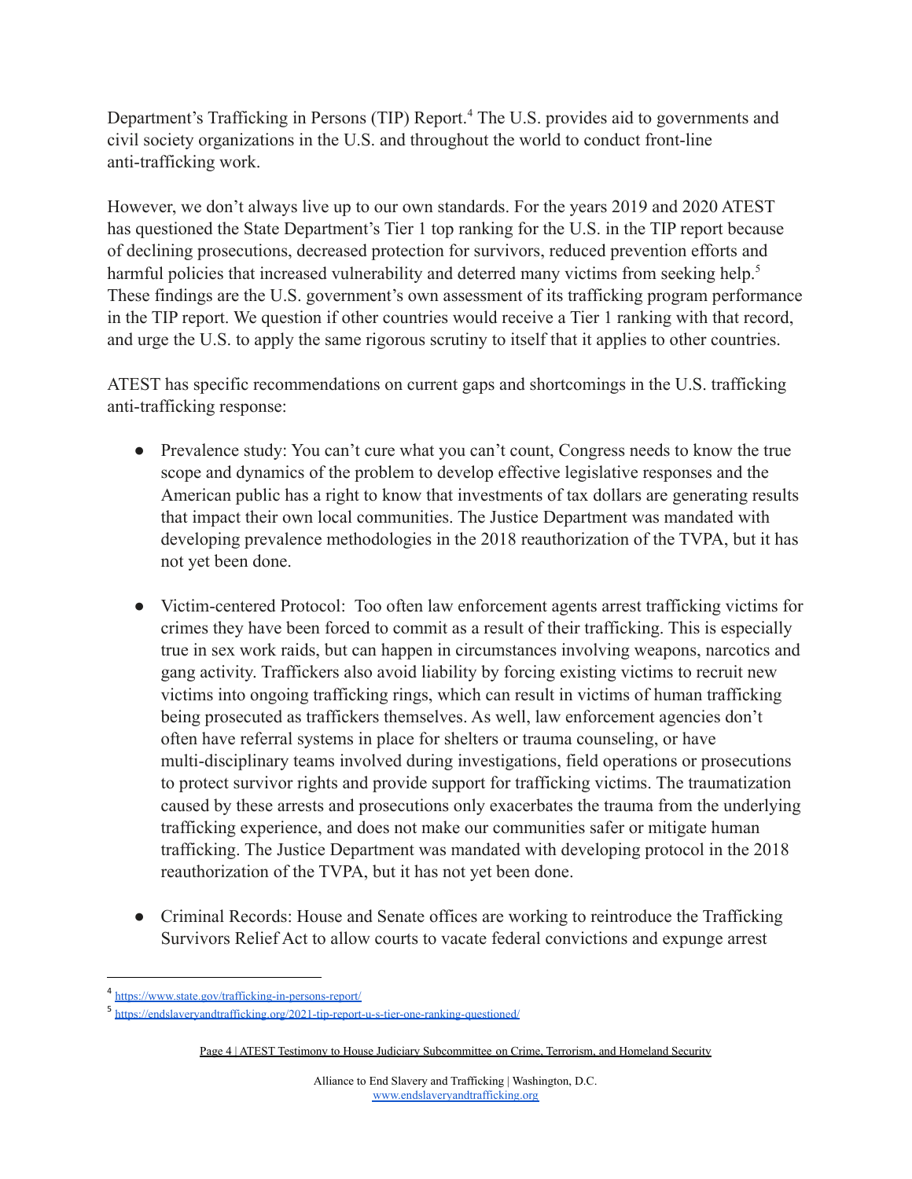Department's Trafficking in Persons (TIP) Report.[4] The U.S. provides aid to governments and civil society organizations in the U.S. and throughout the world to conduct front-line anti-trafficking work.

However, we don't always live up to our own standards. For the years 2019 and 2020 ATEST has questioned the State Department's Tier 1 top ranking for the U.S. in the TIP report because of declining prosecutions, decreased protection for survivors, reduced prevention efforts and harmful policies that increased vulnerability and deterred many victims from seeking help.[5] These findings are the U.S. government's own assessment of its trafficking program performance in the TIP report. We question if other countries would receive a Tier 1 ranking with that record, and urge the U.S. to apply the same rigorous scrutiny to itself that it applies to other countries.

ATEST has specific recommendations on current gaps and shortcomings in the U.S. trafficking anti-trafficking response:

- Prevalence study: You can't cure what you can't count, Congress needs to know the true scope and dynamics of the problem to develop effective legislative responses and the American public has a right to know that investments of tax dollars are generating results that impact their own local communities. The Justice Department was mandated with developing prevalence methodologies in the 2018 reauthorization of the TVPA, but it has not yet been done.

- Victim-centered Protocol: Too often law enforcement agents arrest trafficking victims for crimes they have been forced to commit as a result of their trafficking. This is especially true in sex work raids, but can happen in circumstances involving weapons, narcotics and gang activity. Traffickers also avoid liability by forcing existing victims to recruit new victims into ongoing trafficking rings, which can result in victims of human trafficking being prosecuted as traffickers themselves. As well, law enforcement agencies don't often have referral systems in place for shelters or trauma counseling, or have multi-disciplinary teams involved during investigations, field operations or prosecutions to protect survivor rights and provide support for trafficking victims. The traumatization caused by these arrests and prosecutions only exacerbates the trauma from the underlying trafficking experience, and does not make our communities safer or mitigate human trafficking. The Justice Department was mandated with developing protocol in the 2018 reauthorization of the TVPA, but it has not yet been done.

- Criminal Records: House and Senate offices are working to reintroduce the Trafficking Survivors Relief Act to allow courts to vacate federal convictions and expunge arrest

---

[4] https://www.state.gov/trafficking-in-persons-report/

[5] https://endslaveryandtrafficking.org/2021-tip-report-u-s-tier-one-ranking-questioned/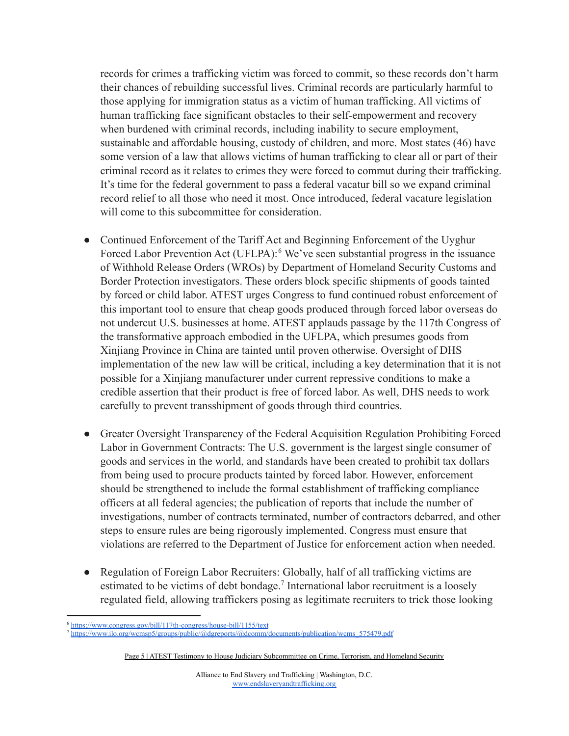records for crimes a trafficking victim was forced to commit, so these records don't harm their chances of rebuilding successful lives. Criminal records are particularly harmful to those applying for immigration status as a victim of human trafficking. All victims of human trafficking face significant obstacles to their self-empowerment and recovery when burdened with criminal records, including inability to secure employment, sustainable and affordable housing, custody of children, and more. Most states (46) have some version of a law that allows victims of human trafficking to clear all or part of their criminal record as it relates to crimes they were forced to commut during their trafficking. It's time for the federal government to pass a federal vacatur bill so we expand criminal record relief to all those who need it most. Once introduced, federal vacature legislation will come to this subcommittee for consideration.

- Continued Enforcement of the Tariff Act and Beginning Enforcement of the Uyghur Forced Labor Prevention Act (UFLPA):[6] We've seen substantial progress in the issuance of Withhold Release Orders (WROs) by Department of Homeland Security Customs and Border Protection investigators. These orders block specific shipments of goods tainted by forced or child labor. ATEST urges Congress to fund continued robust enforcement of this important tool to ensure that cheap goods produced through forced labor overseas do not undercut U.S. businesses at home. ATEST applauds passage by the 117th Congress of the transformative approach embodied in the UFLPA, which presumes goods from Xinjiang Province in China are tainted until proven otherwise. Oversight of DHS implementation of the new law will be critical, including a key determination that it is not possible for a Xinjiang manufacturer under current repressive conditions to make a credible assertion that their product is free of forced labor. As well, DHS needs to work carefully to prevent transshipment of goods through third countries.

- Greater Oversight Transparency of the Federal Acquisition Regulation Prohibiting Forced Labor in Government Contracts: The U.S. government is the largest single consumer of goods and services in the world, and standards have been created to prohibit tax dollars from being used to procure products tainted by forced labor. However, enforcement should be strengthened to include the formal establishment of trafficking compliance officers at all federal agencies; the publication of reports that include the number of investigations, number of contracts terminated, number of contractors debarred, and other steps to ensure rules are being rigorously implemented. Congress must ensure that violations are referred to the Department of Justice for enforcement action when needed.

- Regulation of Foreign Labor Recruiters: Globally, half of all trafficking victims are estimated to be victims of debt bondage.[7] International labor recruitment is a loosely regulated field, allowing traffickers posing as legitimate recruiters to trick those looking

[6] https://www.congress.gov/bill/117th-congress/house-bill/1155/text

[7] https://www.ilo.org/wcmsp5/groups/public/@dgreports/@dcomm/documents/publication/wcms_575479.pdf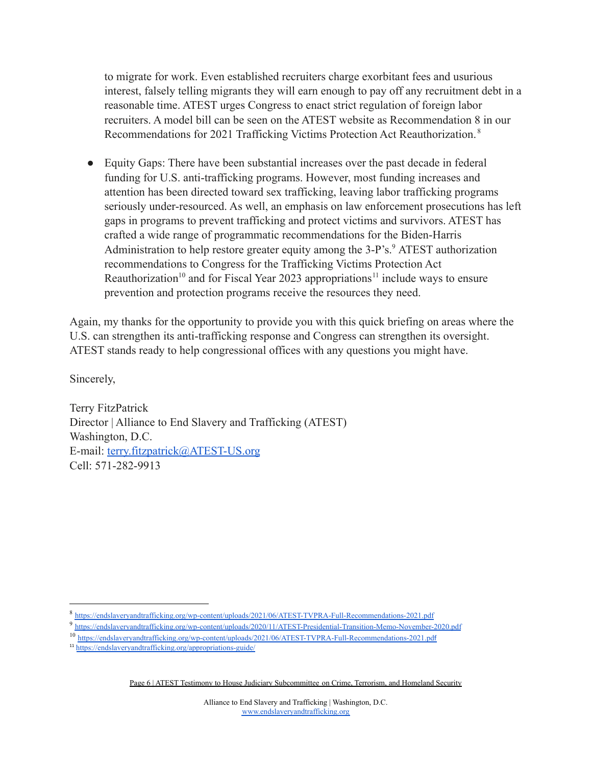to migrate for work. Even established recruiters charge exorbitant fees and usurious interest, falsely telling migrants they will earn enough to pay off any recruitment debt in a reasonable time. ATEST urges Congress to enact strict regulation of foreign labor recruiters. A model bill can be seen on the ATEST website as Recommendation 8 in our Recommendations for 2021 Trafficking Victims Protection Act Reauthorization.[8]

- Equity Gaps: There have been substantial increases over the past decade in federal funding for U.S. anti-trafficking programs. However, most funding increases and attention has been directed toward sex trafficking, leaving labor trafficking programs seriously under-resourced. As well, an emphasis on law enforcement prosecutions has left gaps in programs to prevent trafficking and protect victims and survivors. ATEST has crafted a wide range of programmatic recommendations for the Biden-Harris Administration to help restore greater equity among the 3-P's.[9] ATEST authorization recommendations to Congress for the Trafficking Victims Protection Act Reauthorization[10] and for Fiscal Year 2023 appropriations[11] include ways to ensure prevention and protection programs receive the resources they need.

Again, my thanks for the opportunity to provide you with this quick briefing on areas where the U.S. can strengthen its anti-trafficking response and Congress can strengthen its oversight. ATEST stands ready to help congressional offices with any questions you might have.

Sincerely,

Terry FitzPatrick
Director | Alliance to End Slavery and Trafficking (ATEST)
Washington, D.C.
E-mail: terry.fitzpatrick@ATEST-US.org
Cell: 571-282-9913

---

[8] https://endslaveryandtrafficking.org/wp-content/uploads/2021/06/ATEST-TVPRA-Full-Recommendations-2021.pdf
[9] https://endslaveryandtrafficking.org/wp-content/uploads/2020/11/ATEST-Presidential-Transition-Memo-November-2020.pdf
[10] https://endslaveryandtrafficking.org/wp-content/uploads/2021/06/ATEST-TVPRA-Full-Recommendations-2021.pdf
[11] https://endslaveryandtrafficking.org/appropriations-guide/